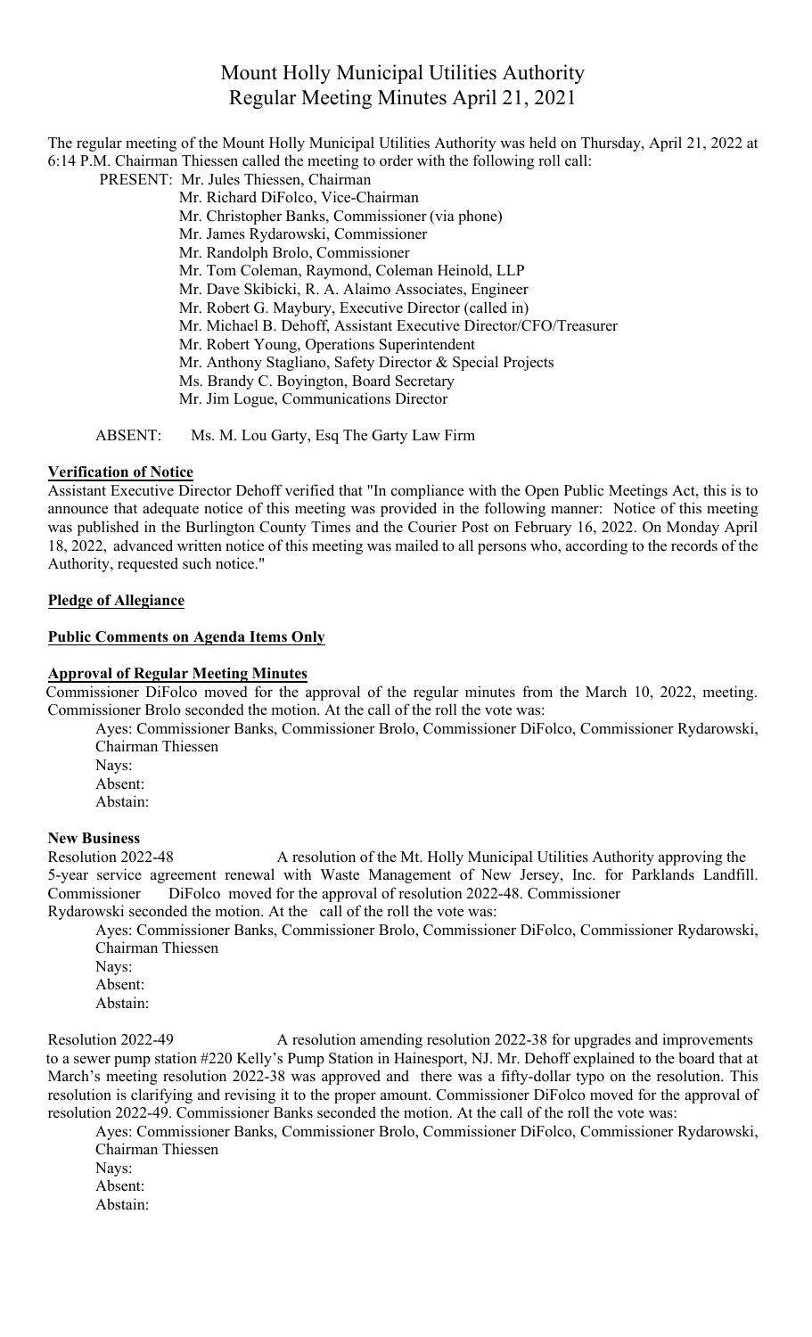# Mount Holly Municipal Utilities Authority
## Regular Meeting Minutes April 21, 2021

The regular meeting of the Mount Holly Municipal Utilities Authority was held on Thursday, April 21, 2022 at 6:14 P.M. Chairman Thiessen called the meeting to order with the following roll call:

PRESENT: Mr. Jules Thiessen, Chairman
Mr. Richard DiFolco, Vice-Chairman
Mr. Christopher Banks, Commissioner (via phone)
Mr. James Rydarowski, Commissioner
Mr. Randolph Brolo, Commissioner
Mr. Tom Coleman, Raymond, Coleman Heinold, LLP
Mr. Dave Skibicki, R. A. Alaimo Associates, Engineer
Mr. Robert G. Maybury, Executive Director (called in)
Mr. Michael B. Dehoff, Assistant Executive Director/CFO/Treasurer
Mr. Robert Young, Operations Superintendent
Mr. Anthony Stagliano, Safety Director & Special Projects
Ms. Brandy C. Boyington, Board Secretary
Mr. Jim Logue, Communications Director

ABSENT: Ms. M. Lou Garty, Esq The Garty Law Firm

**Verification of Notice**

Assistant Executive Director Dehoff verified that "In compliance with the Open Public Meetings Act, this is to announce that adequate notice of this meeting was provided in the following manner: Notice of this meeting was published in the Burlington County Times and the Courier Post on February 16, 2022. On Monday April 18, 2022, advanced written notice of this meeting was mailed to all persons who, according to the records of the Authority, requested such notice."

**Pledge of Allegiance**

**Public Comments on Agenda Items Only**

**Approval of Regular Meeting Minutes**

Commissioner DiFolco moved for the approval of the regular minutes from the March 10, 2022, meeting. Commissioner Brolo seconded the motion. At the call of the roll the vote was:

Ayes: Commissioner Banks, Commissioner Brolo, Commissioner DiFolco, Commissioner Rydarowski, Chairman Thiessen
Nays:
Absent:
Abstain:

**New Business**

Resolution 2022-48 A resolution of the Mt. Holly Municipal Utilities Authority approving the 5-year service agreement renewal with Waste Management of New Jersey, Inc. for Parklands Landfill. Commissioner DiFolco moved for the approval of resolution 2022-48. Commissioner Rydarowski seconded the motion. At the call of the roll the vote was:

Ayes: Commissioner Banks, Commissioner Brolo, Commissioner DiFolco, Commissioner Rydarowski, Chairman Thiessen
Nays:
Absent:
Abstain:

Resolution 2022-49 A resolution amending resolution 2022-38 for upgrades and improvements to a sewer pump station #220 Kelly's Pump Station in Hainesport, NJ. Mr. Dehoff explained to the board that at March's meeting resolution 2022-38 was approved and there was a fifty-dollar typo on the resolution. This resolution is clarifying and revising it to the proper amount. Commissioner DiFolco moved for the approval of resolution 2022-49. Commissioner Banks seconded the motion. At the call of the roll the vote was:

Ayes: Commissioner Banks, Commissioner Brolo, Commissioner DiFolco, Commissioner Rydarowski, Chairman Thiessen
Nays:
Absent:
Abstain: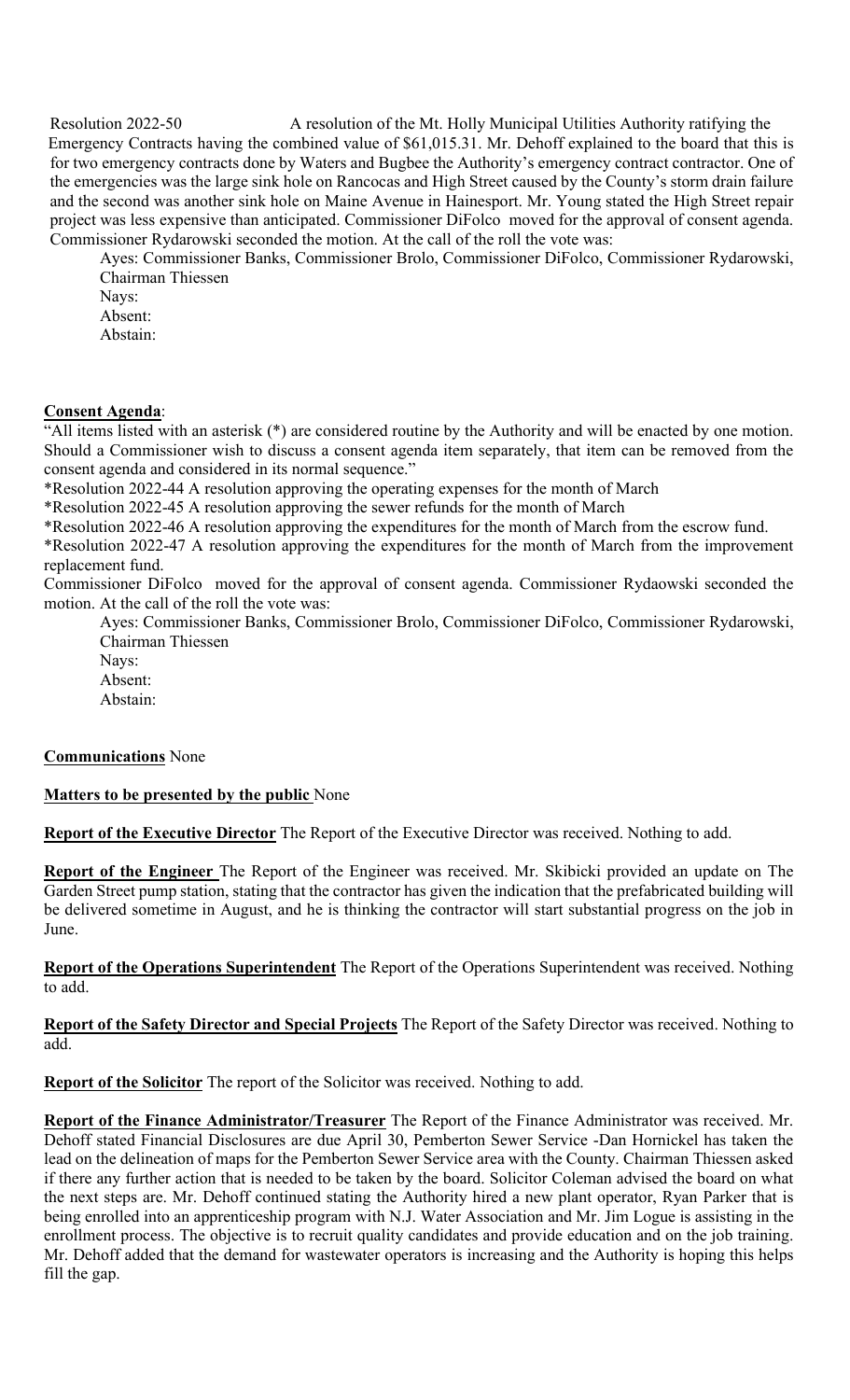Resolution 2022-50 A resolution of the Mt. Holly Municipal Utilities Authority ratifying the Emergency Contracts having the combined value of $61,015.31. Mr. Dehoff explained to the board that this is for two emergency contracts done by Waters and Bugbee the Authority's emergency contract contractor. One of the emergencies was the large sink hole on Rancocas and High Street caused by the County's storm drain failure and the second was another sink hole on Maine Avenue in Hainesport. Mr. Young stated the High Street repair project was less expensive than anticipated. Commissioner DiFolco moved for the approval of consent agenda. Commissioner Rydarowski seconded the motion. At the call of the roll the vote was:

Ayes: Commissioner Banks, Commissioner Brolo, Commissioner DiFolco, Commissioner Rydarowski, Chairman Thiessen
Nays:
Absent:
Abstain:

**Consent Agenda**:

"All items listed with an asterisk (*) are considered routine by the Authority and will be enacted by one motion. Should a Commissioner wish to discuss a consent agenda item separately, that item can be removed from the consent agenda and considered in its normal sequence."

*Resolution 2022-44 A resolution approving the operating expenses for the month of March
*Resolution 2022-45 A resolution approving the sewer refunds for the month of March
*Resolution 2022-46 A resolution approving the expenditures for the month of March from the escrow fund.
*Resolution 2022-47 A resolution approving the expenditures for the month of March from the improvement replacement fund.

Commissioner DiFolco moved for the approval of consent agenda. Commissioner Rydaowski seconded the motion. At the call of the roll the vote was:

Ayes: Commissioner Banks, Commissioner Brolo, Commissioner DiFolco, Commissioner Rydarowski, Chairman Thiessen
Nays:
Absent:
Abstain:

**Communications** None

**Matters to be presented by the public** None

**Report of the Executive Director** The Report of the Executive Director was received. Nothing to add.

**Report of the Engineer** The Report of the Engineer was received. Mr. Skibicki provided an update on The Garden Street pump station, stating that the contractor has given the indication that the prefabricated building will be delivered sometime in August, and he is thinking the contractor will start substantial progress on the job in June.

**Report of the Operations Superintendent** The Report of the Operations Superintendent was received. Nothing to add.

**Report of the Safety Director and Special Projects** The Report of the Safety Director was received. Nothing to add.

**Report of the Solicitor** The report of the Solicitor was received. Nothing to add.

**Report of the Finance Administrator/Treasurer** The Report of the Finance Administrator was received. Mr. Dehoff stated Financial Disclosures are due April 30, Pemberton Sewer Service -Dan Hornickel has taken the lead on the delineation of maps for the Pemberton Sewer Service area with the County. Chairman Thiessen asked if there any further action that is needed to be taken by the board. Solicitor Coleman advised the board on what the next steps are. Mr. Dehoff continued stating the Authority hired a new plant operator, Ryan Parker that is being enrolled into an apprenticeship program with N.J. Water Association and Mr. Jim Logue is assisting in the enrollment process. The objective is to recruit quality candidates and provide education and on the job training. Mr. Dehoff added that the demand for wastewater operators is increasing and the Authority is hoping this helps fill the gap.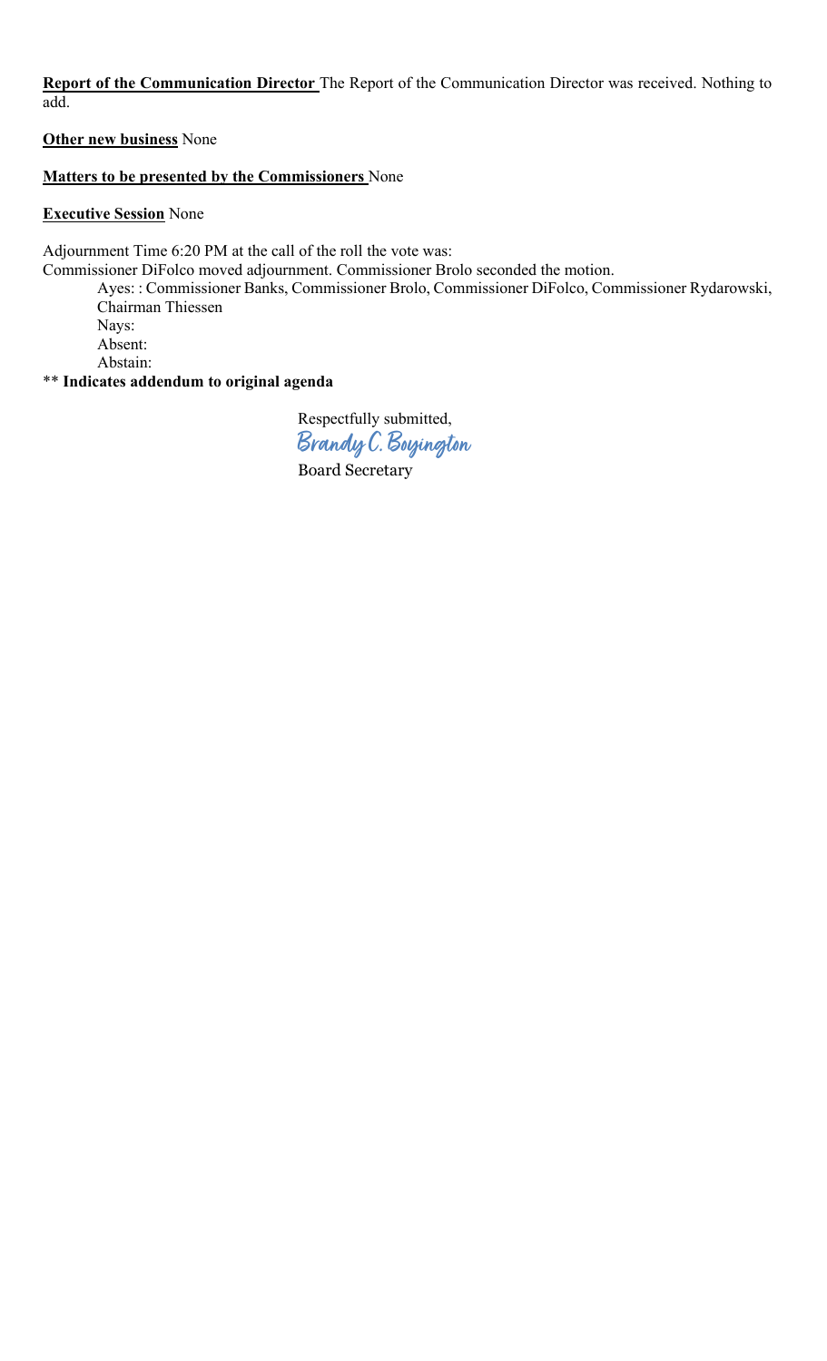**Report of the Communication Director** The Report of the Communication Director was received. Nothing to add.

**Other new business** None

**Matters to be presented by the Commissioners** None

**Executive Session** None

Adjournment Time 6:20 PM at the call of the roll the vote was:
Commissioner DiFolco moved adjournment. Commissioner Brolo seconded the motion.

Ayes: : Commissioner Banks, Commissioner Brolo, Commissioner DiFolco, Commissioner Rydarowski, Chairman Thiessen
Nays:
Absent:
Abstain:

** **Indicates addendum to original agenda**

Respectfully submitted,
Brandy C. Boyington
Board Secretary